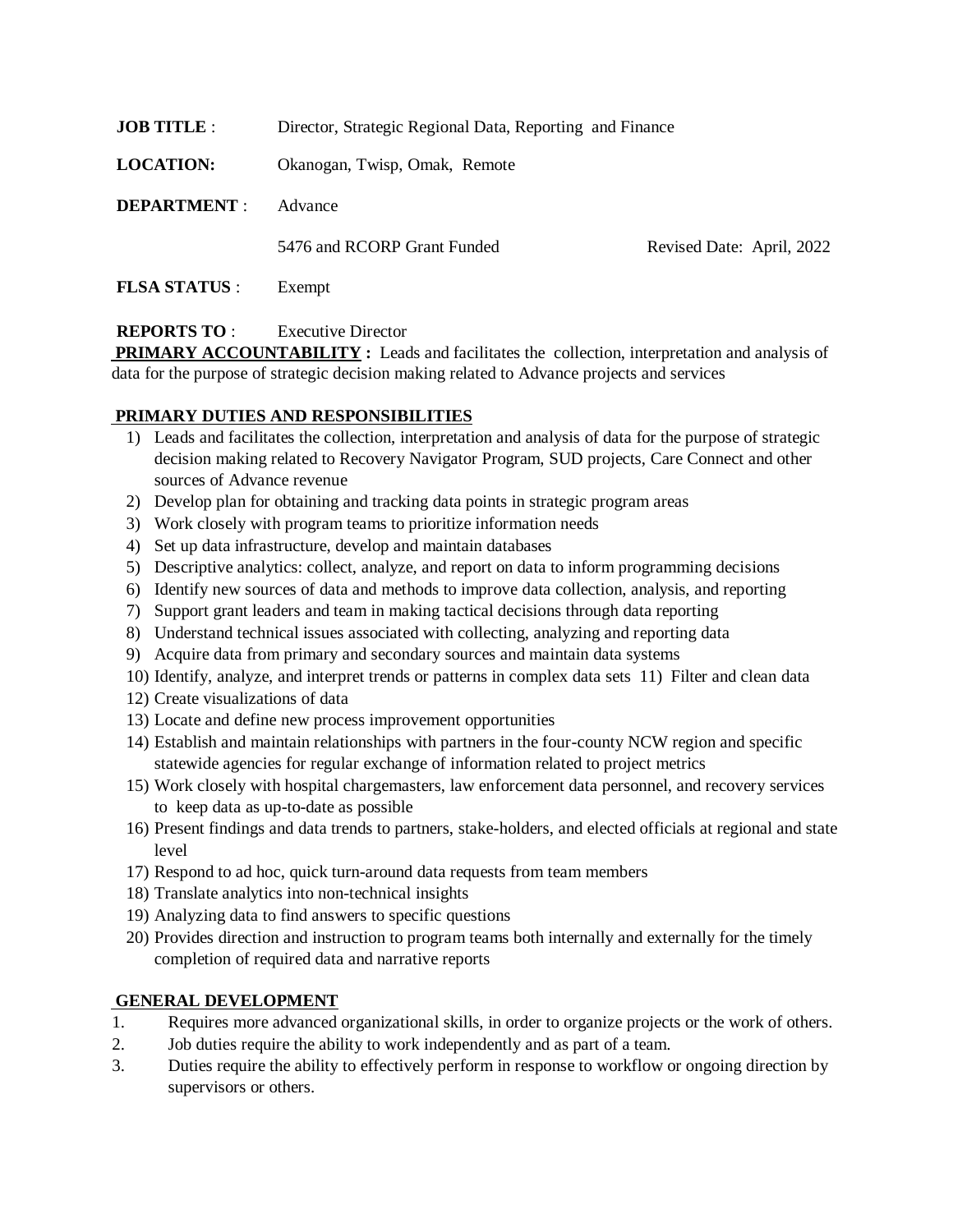**JOB TITLE** : Director, Strategic Regional Data, Reporting and Finance

**LOCATION:** Okanogan, Twisp, Omak, Remote

**DEPARTMENT** : Advance

5476 and RCORP Grant Funded Revised Date: April, 2022

**FLSA STATUS** : Exempt

**REPORTS TO** : Executive Director

**PRIMARY ACCOUNTABILITY :** Leads and facilitates the collection, interpretation and analysis of data for the purpose of strategic decision making related to Advance projects and services

## PRIMARY DUTIES AND RESPONSIBILITIES

1) Leads and facilitates the collection, interpretation and analysis of data for the purpose of strategic decision making related to Recovery Navigator Program, SUD projects, Care Connect and other sources of Advance revenue
2) Develop plan for obtaining and tracking data points in strategic program areas
3) Work closely with program teams to prioritize information needs
4) Set up data infrastructure, develop and maintain databases
5) Descriptive analytics: collect, analyze, and report on data to inform programming decisions
6) Identify new sources of data and methods to improve data collection, analysis, and reporting
7) Support grant leaders and team in making tactical decisions through data reporting
8) Understand technical issues associated with collecting, analyzing and reporting data
9) Acquire data from primary and secondary sources and maintain data systems
10) Identify, analyze, and interpret trends or patterns in complex data sets 11) Filter and clean data
12) Create visualizations of data
13) Locate and define new process improvement opportunities
14) Establish and maintain relationships with partners in the four-county NCW region and specific statewide agencies for regular exchange of information related to project metrics
15) Work closely with hospital chargemasters, law enforcement data personnel, and recovery services to keep data as up-to-date as possible
16) Present findings and data trends to partners, stake-holders, and elected officials at regional and state level
17) Respond to ad hoc, quick turn-around data requests from team members
18) Translate analytics into non-technical insights
19) Analyzing data to find answers to specific questions
20) Provides direction and instruction to program teams both internally and externally for the timely completion of required data and narrative reports

## GENERAL DEVELOPMENT

1. Requires more advanced organizational skills, in order to organize projects or the work of others.
2. Job duties require the ability to work independently and as part of a team.
3. Duties require the ability to effectively perform in response to workflow or ongoing direction by supervisors or others.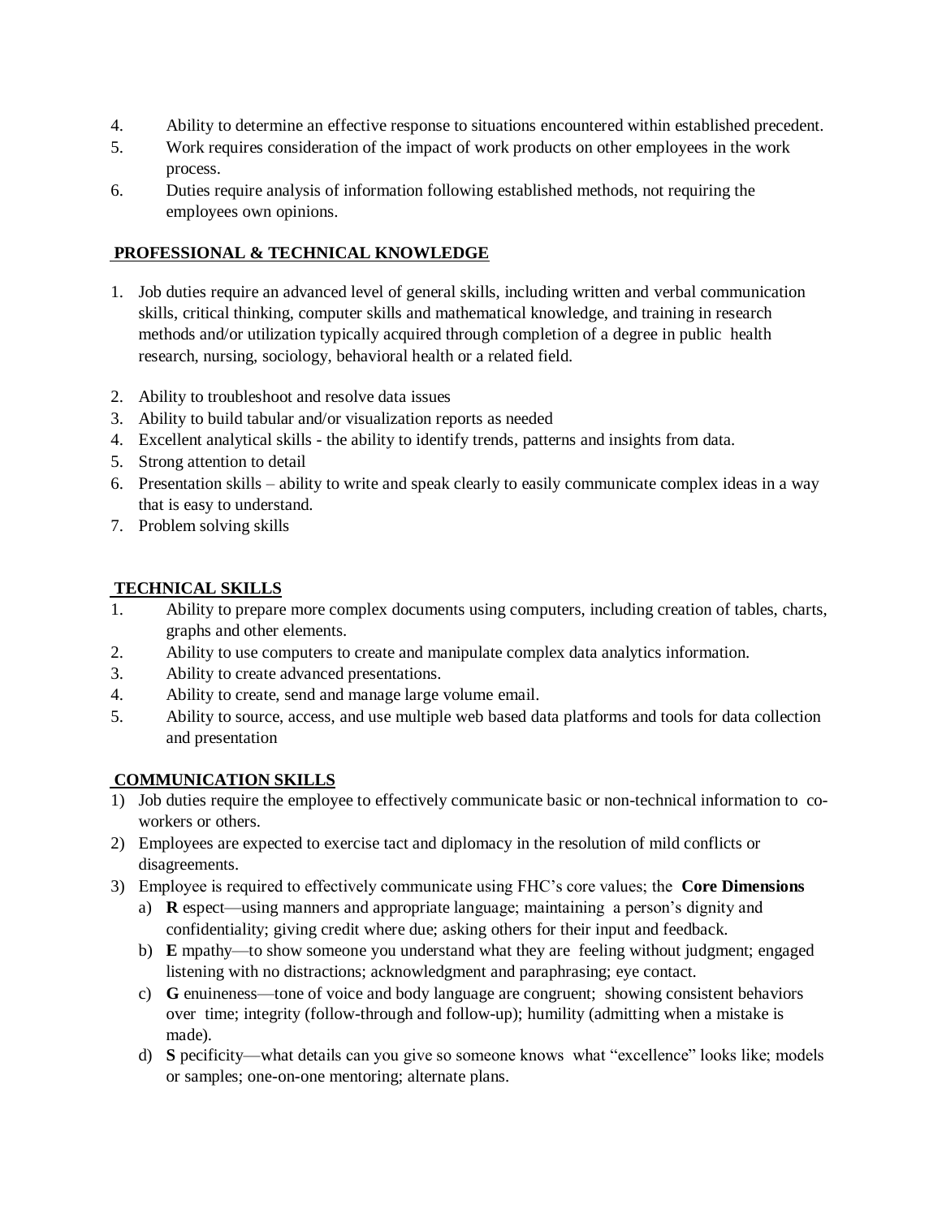4. Ability to determine an effective response to situations encountered within established precedent.
5. Work requires consideration of the impact of work products on other employees in the work process.
6. Duties require analysis of information following established methods, not requiring the employees own opinions.

## PROFESSIONAL & TECHNICAL KNOWLEDGE

1. Job duties require an advanced level of general skills, including written and verbal communication skills, critical thinking, computer skills and mathematical knowledge, and training in research methods and/or utilization typically acquired through completion of a degree in public health research, nursing, sociology, behavioral health or a related field.

2. Ability to troubleshoot and resolve data issues
3. Ability to build tabular and/or visualization reports as needed
4. Excellent analytical skills - the ability to identify trends, patterns and insights from data.
5. Strong attention to detail
6. Presentation skills – ability to write and speak clearly to easily communicate complex ideas in a way that is easy to understand.
7. Problem solving skills

## TECHNICAL SKILLS

1. Ability to prepare more complex documents using computers, including creation of tables, charts, graphs and other elements.
2. Ability to use computers to create and manipulate complex data analytics information.
3. Ability to create advanced presentations.
4. Ability to create, send and manage large volume email.
5. Ability to source, access, and use multiple web based data platforms and tools for data collection and presentation

## COMMUNICATION SKILLS

1) Job duties require the employee to effectively communicate basic or non-technical information to co-workers or others.
2) Employees are expected to exercise tact and diplomacy in the resolution of mild conflicts or disagreements.
3) Employee is required to effectively communicate using FHC's core values; the **Core Dimensions**
   a) **R** espect—using manners and appropriate language; maintaining a person's dignity and confidentiality; giving credit where due; asking others for their input and feedback.
   b) **E** mpathy—to show someone you understand what they are feeling without judgment; engaged listening with no distractions; acknowledgment and paraphrasing; eye contact.
   c) **G** enuineness—tone of voice and body language are congruent; showing consistent behaviors over time; integrity (follow-through and follow-up); humility (admitting when a mistake is made).
   d) **S** pecificity—what details can you give so someone knows what "excellence" looks like; models or samples; one-on-one mentoring; alternate plans.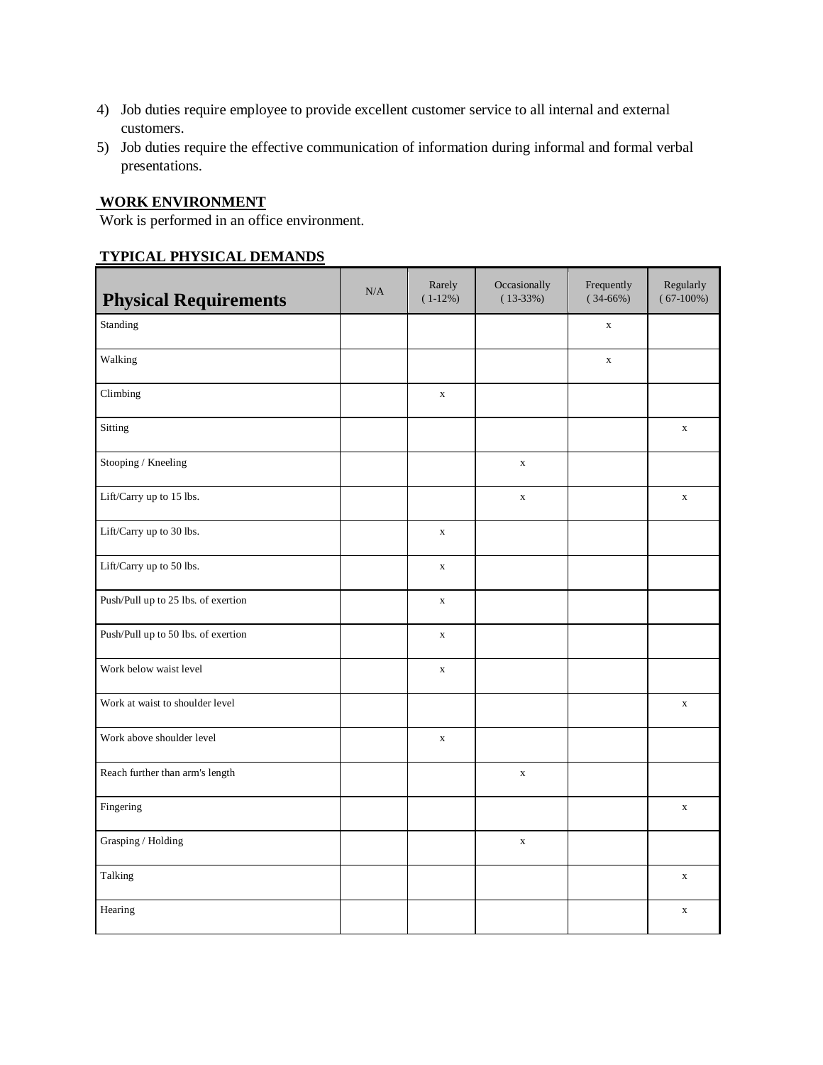4) Job duties require employee to provide excellent customer service to all internal and external customers.
5) Job duties require the effective communication of information during informal and formal verbal presentations.

**WORK ENVIRONMENT**

Work is performed in an office environment.

**TYPICAL PHYSICAL DEMANDS**

| Physical Requirements | N/A | Rarely ( 1-12%) | Occasionally ( 13-33%) | Frequently ( 34-66%) | Regularly ( 67-100%) |
|---|---|---|---|---|---|
| Standing | | | | x | |
| Walking | | | | x | |
| Climbing | | x | | | |
| Sitting | | | | | x |
| Stooping / Kneeling | | | x | | |
| Lift/Carry up to 15 lbs. | | | x | | x |
| Lift/Carry up to 30 lbs. | | x | | | |
| Lift/Carry up to 50 lbs. | | x | | | |
| Push/Pull up to 25 lbs. of exertion | | x | | | |
| Push/Pull up to 50 lbs. of exertion | | x | | | |
| Work below waist level | | x | | | |
| Work at waist to shoulder level | | | | | x |
| Work above shoulder level | | x | | | |
| Reach further than arm's length | | | x | | |
| Fingering | | | | | x |
| Grasping / Holding | | | x | | |
| Talking | | | | | x |
| Hearing | | | | | x |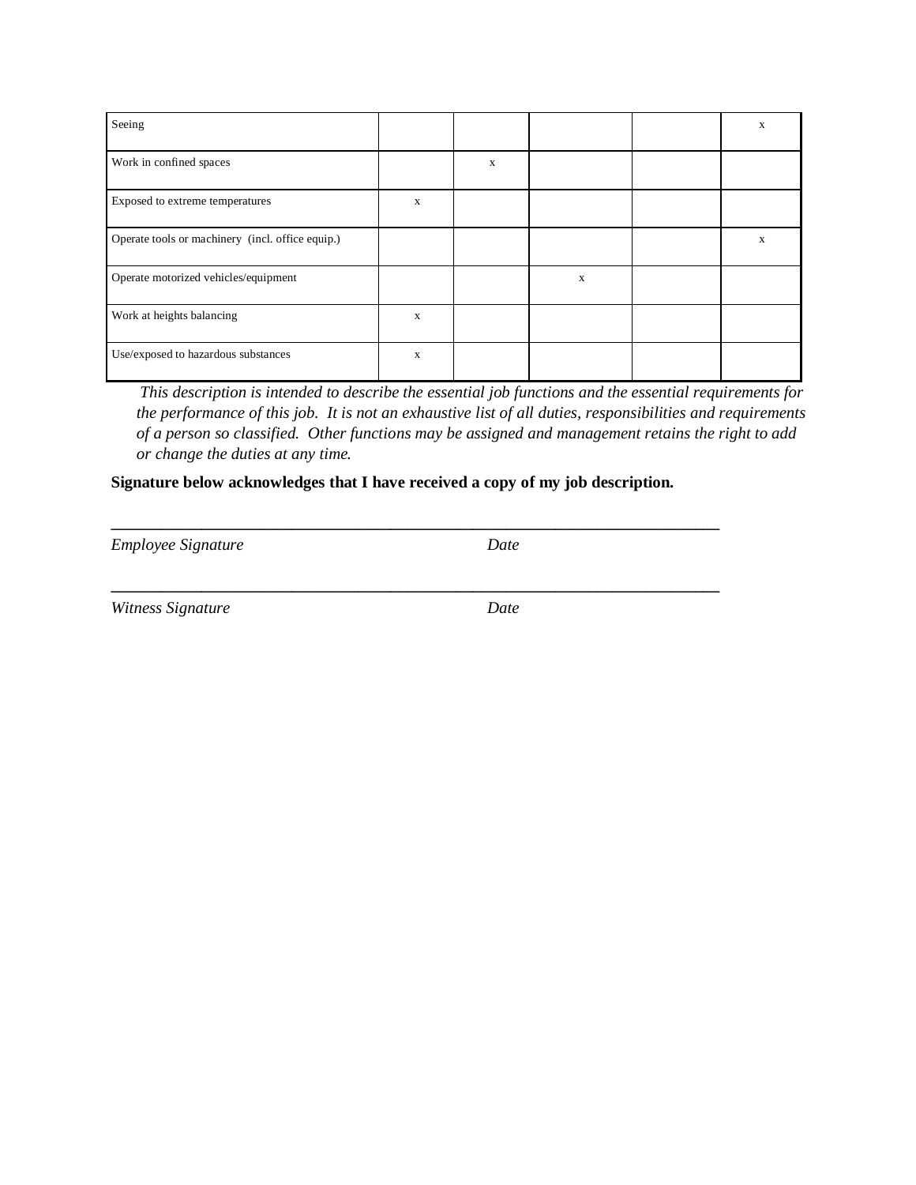| | | | | | |
|---|---|---|---|---|---|
| Seeing | | | | | x |
| Work in confined spaces | | x | | | |
| Exposed to extreme temperatures | x | | | | |
| Operate tools or machinery (incl. office equip.) | | | | | x |
| Operate motorized vehicles/equipment | | | x | | |
| Work at heights balancing | x | | | | |
| Use/exposed to hazardous substances | x | | | | |

*This description is intended to describe the essential job functions and the essential requirements for the performance of this job. It is not an exhaustive list of all duties, responsibilities and requirements of a person so classified. Other functions may be assigned and management retains the right to add or change the duties at any time.*

**Signature below acknowledges that I have received a copy of my job description.**

___________________________________________________________________________

*Employee Signature* *Date*

___________________________________________________________________________

*Witness Signature* *Date*